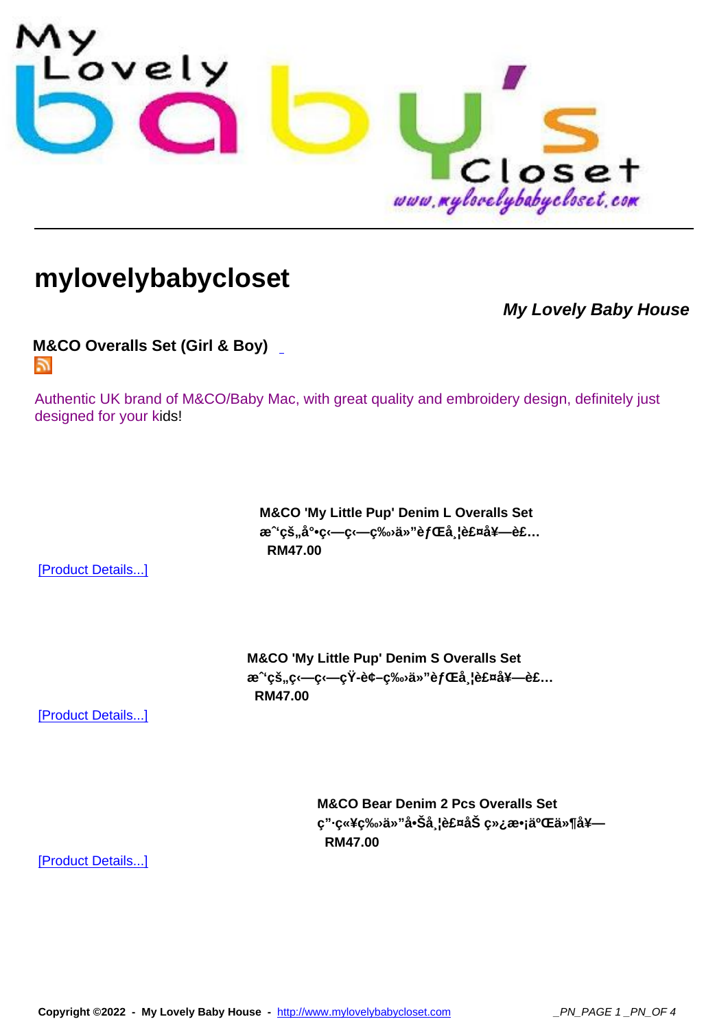# mylovelybabycloset

***My Lovely Baby House***

**M&CO Overalls Set (Girl & Boy)**

Authentic UK brand of M&CO/Baby Mac, with great quality and embroidery design, definitely just designed for your kids!

**M&CO 'My Little Pup' Denim L Overalls Set**
**æˆ'çš„å°•ç‹—ç‹—ç‰›ä»”èƒŒå¸¦è£¤å¥—è£…**
**RM47.00**

[Product Details...]

**M&CO 'My Little Pup' Denim S Overalls Set**
**æˆ'çš„ç‹—ç‹—çŸ­è¢–ç‰›ä»”èƒŒå¸¦è£¤å¥—è£…**
**RM47.00**

[Product Details...]

**M&CO Bear Denim 2 Pcs Overalls Set**
**ç"·ç«¥ç‰›ä»"å•Šå¸¦è£¤åŠ ç»¿æ•¡äºŒä»¶å¥—**
**RM47.00**

[Product Details...]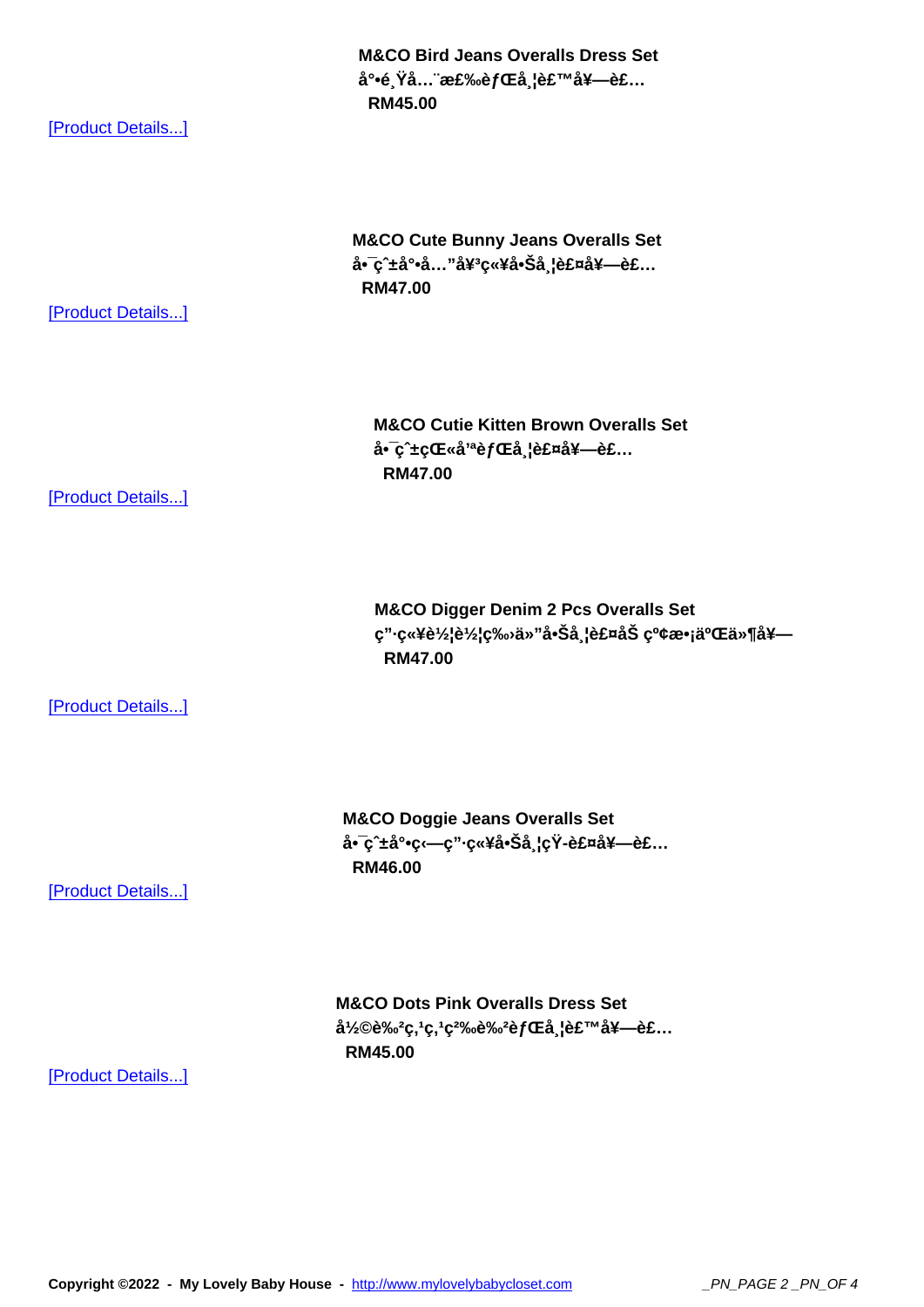**M&CO Bird Jeans Overalls Dress Set**
**å°•é¸Ÿå…¨æ£‰èƒŒå¸¦è£™å¥—è£…**
**RM45.00**

[Product Details...]

**M&CO Cute Bunny Jeans Overalls Set**
**å•¯ç ±å°•å…”å¥³ç«¥å•Šå¸¦è£¤å¥—è£…**
**RM47.00**

[Product Details...]

**M&CO Cutie Kitten Brown Overalls Set**
**å•¯ç ±çŒ«å'ªèƒŒå¸¦è£¤å¥—è£…**
**RM47.00**

[Product Details...]

**M&CO Digger Denim 2 Pcs Overalls Set**
**ç"·ç«¥è½¦è½¦ç‰›ä»"å•Šå¸¦è£¤åŠ ç²¢æ•¡äºŒä»¶å¥—**
**RM47.00**

[Product Details...]

**M&CO Doggie Jeans Overalls Set**
**å•¯ç ±å°•ç‹—ç"·ç«¥å•Šå¸¦çŸ­è£¤å¥—è£…**
**RM46.00**

[Product Details...]

**M&CO Dots Pink Overalls Dress Set**
**å½©è‰²ç‚¹ç²‰è‰²èƒŒå¸¦è£™å¥—è£…**
**RM45.00**

[Product Details...]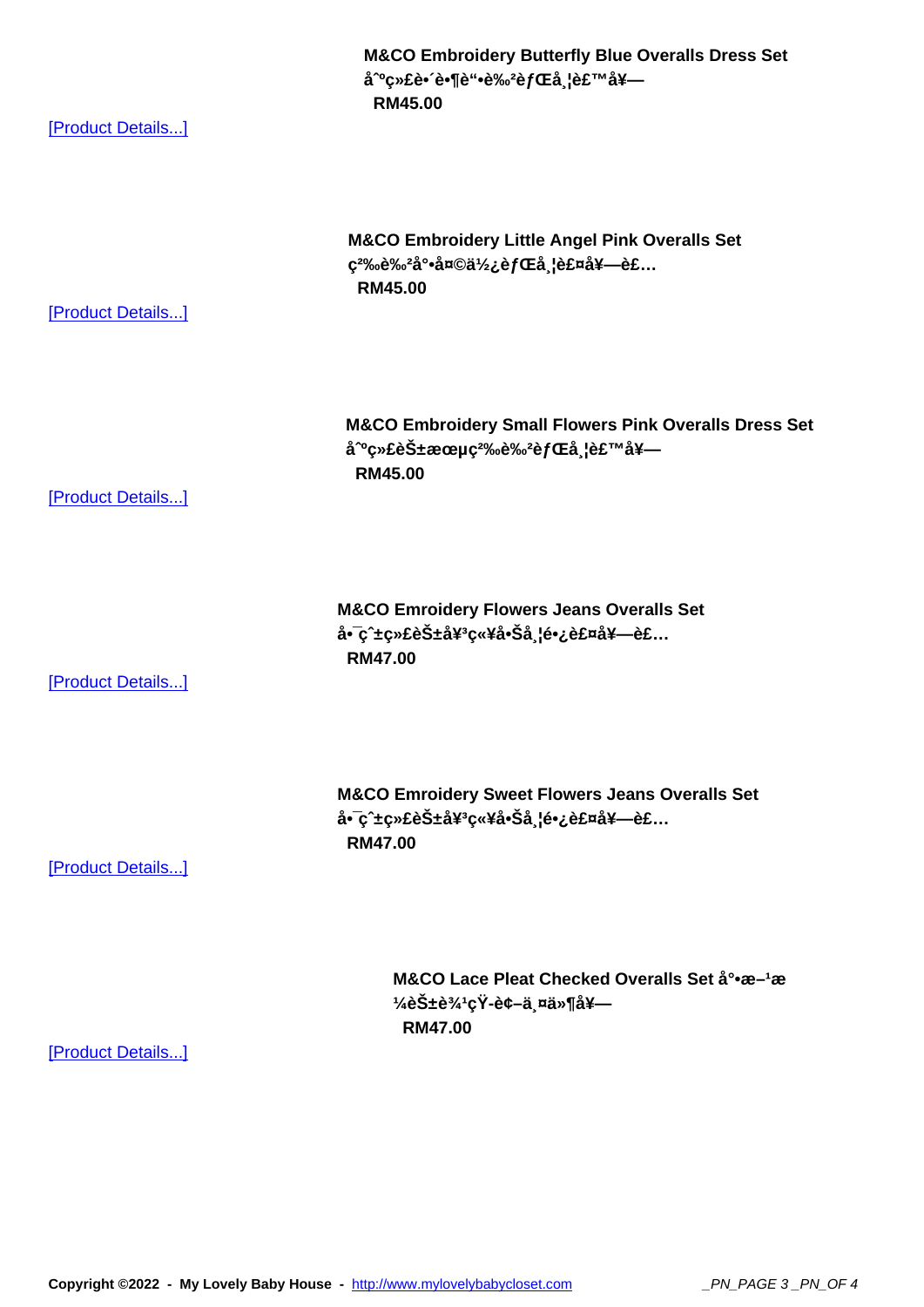**M&CO Embroidery Butterfly Blue Overalls Dress Set åˆºç»£è•´è•¶è“•è‰²èƒŒå¸¦è£™å¥—**

**RM45.00**

[Product Details...]

**M&CO Embroidery Little Angel Pink Overalls Set ç²‰è‰²å°•å¤©ä½¿èƒŒå¸¦è£¤å¥—è£…**

**RM45.00**

[Product Details...]

**M&CO Embroidery Small Flowers Pink Overalls Dress Set åˆºç»£èŠ±æœµç²‰è‰²èƒŒå¸¦è£™å¥—**

**RM45.00**

[Product Details...]

**M&CO Emroidery Flowers Jeans Overalls Set å•¯ç ˆ±ç»£èŠ±å¥³ç«¥å•Šå¸¦é•¿è£¤å¥—è£…**

**RM47.00**

[Product Details...]

**M&CO Emroidery Sweet Flowers Jeans Overalls Set å•¯ç ˆ±ç»£èŠ±å¥³ç«¥å•Šå¸¦é•¿è£¤å¥—è£…**

**RM47.00**

[Product Details...]

**M&CO Lace Pleat Checked Overalls Set å°•æ–¹æ ¼èŠ±è¾¹çŸ­è¢–ä¸¤ä»¶å¥—**

**RM47.00**

[Product Details...]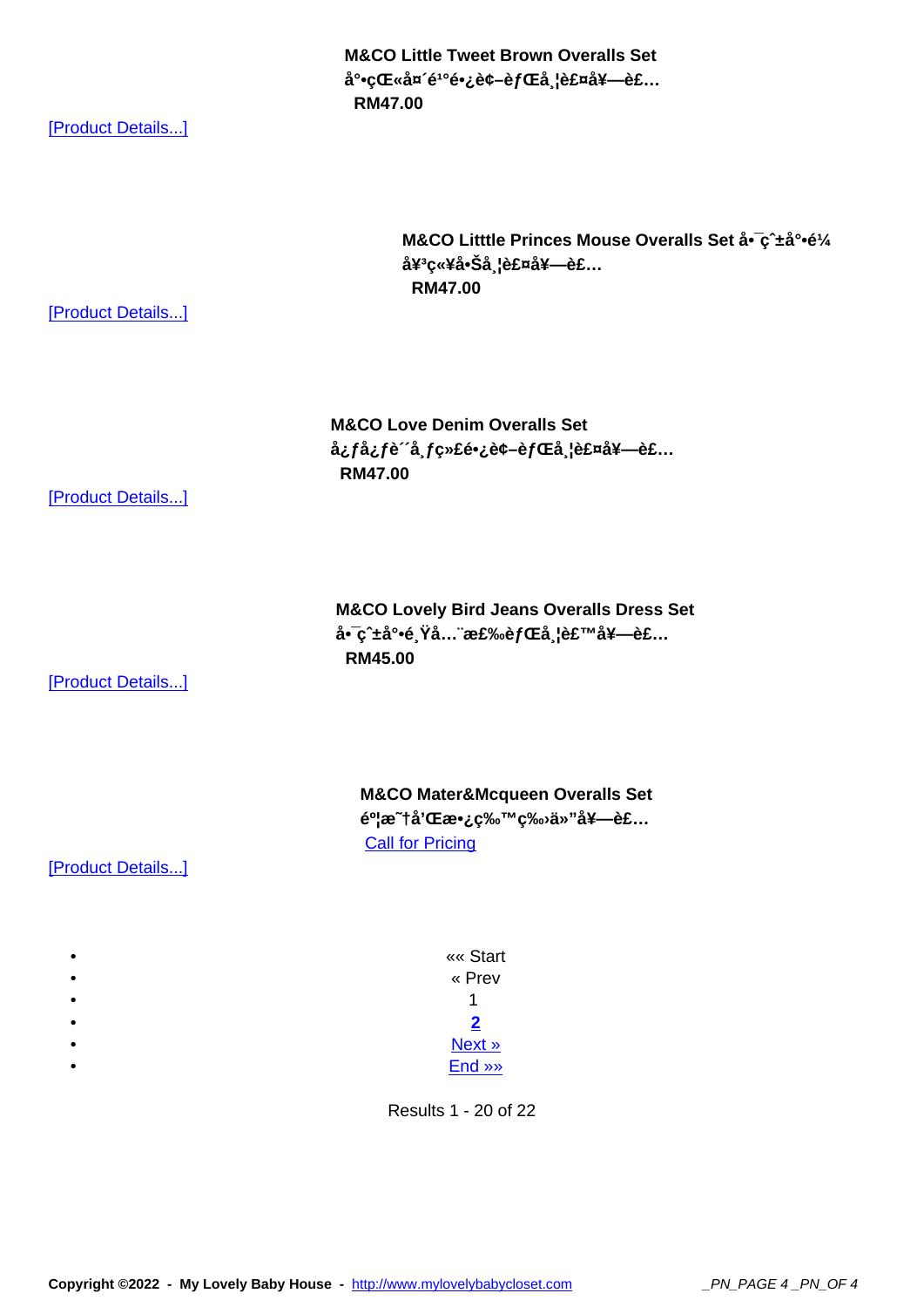**M&CO Little Tweet Brown Overalls Set**
**å°•çŒ«å¤´é¹°é•¿è¢–èƒŒå¸¦è£¤å¥—è£…**
**RM47.00**

[Product Details...]

**M&CO Litttle Princes Mouse Overalls Set å•¯çˆ±å°•é¼ å¥³ç«¥å•Šå¸¦è£¤å¥—è£…**
**RM47.00**

[Product Details...]

**M&CO Love Denim Overalls Set**
**å¿ƒå¿ƒè´´å¸ƒç»£é•¿è¢–èƒŒå¸¦è£¤å¥—è£…**
**RM47.00**

[Product Details...]

**M&CO Lovely Bird Jeans Overalls Dress Set**
**å•¯çˆ±å°•é¸Ÿå…¨æ£‰èƒŒå¸¦è£™å¥—è£…**
**RM45.00**

[Product Details...]

**M&CO Mater&Mcqueen Overalls Set**
**éº¦æ˜†å’Œæ•¿ç‰™ç‰›ä»”å¥—è£…**
Call for Pricing

[Product Details...]

- «« Start
- « Prev
- 1
- **2**
- Next »
- End »»

Results 1 - 20 of 22

**Copyright ©2022 - My Lovely Baby House -** http://www.mylovelybabycloset.com